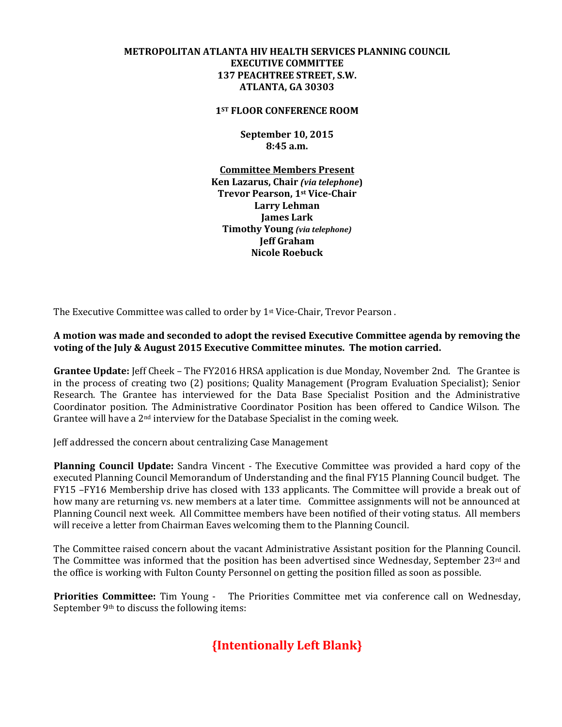**METROPOLITAN ATLANTA HIV HEALTH SERVICES PLANNING COUNCIL**
**EXECUTIVE COMMITTEE**
**137 PEACHTREE STREET, S.W.**
**ATLANTA, GA 30303**

**1ST FLOOR CONFERENCE ROOM**

**September 10, 2015**
**8:45 a.m.**

**Committee Members Present**

**Ken Lazarus, Chair *(via telephone)***
**Trevor Pearson, 1st Vice-Chair**
**Larry Lehman**
**James Lark**
**Timothy Young *(via telephone)***
**Jeff Graham**
**Nicole Roebuck**

The Executive Committee was called to order by 1st Vice-Chair, Trevor Pearson .

**A motion was made and seconded to adopt the revised Executive Committee agenda by removing the voting of the July & August 2015 Executive Committee minutes. The motion carried.**

**Grantee Update:** Jeff Cheek – The FY2016 HRSA application is due Monday, November 2nd. The Grantee is in the process of creating two (2) positions; Quality Management (Program Evaluation Specialist); Senior Research. The Grantee has interviewed for the Data Base Specialist Position and the Administrative Coordinator position. The Administrative Coordinator Position has been offered to Candice Wilson. The Grantee will have a 2nd interview for the Database Specialist in the coming week.

Jeff addressed the concern about centralizing Case Management

**Planning Council Update:** Sandra Vincent - The Executive Committee was provided a hard copy of the executed Planning Council Memorandum of Understanding and the final FY15 Planning Council budget. The FY15 –FY16 Membership drive has closed with 133 applicants. The Committee will provide a break out of how many are returning vs. new members at a later time. Committee assignments will not be announced at Planning Council next week. All Committee members have been notified of their voting status. All members will receive a letter from Chairman Eaves welcoming them to the Planning Council.

The Committee raised concern about the vacant Administrative Assistant position for the Planning Council. The Committee was informed that the position has been advertised since Wednesday, September 23rd and the office is working with Fulton County Personnel on getting the position filled as soon as possible.

**Priorities Committee:** Tim Young - The Priorities Committee met via conference call on Wednesday, September 9th to discuss the following items:

**{Intentionally Left Blank}**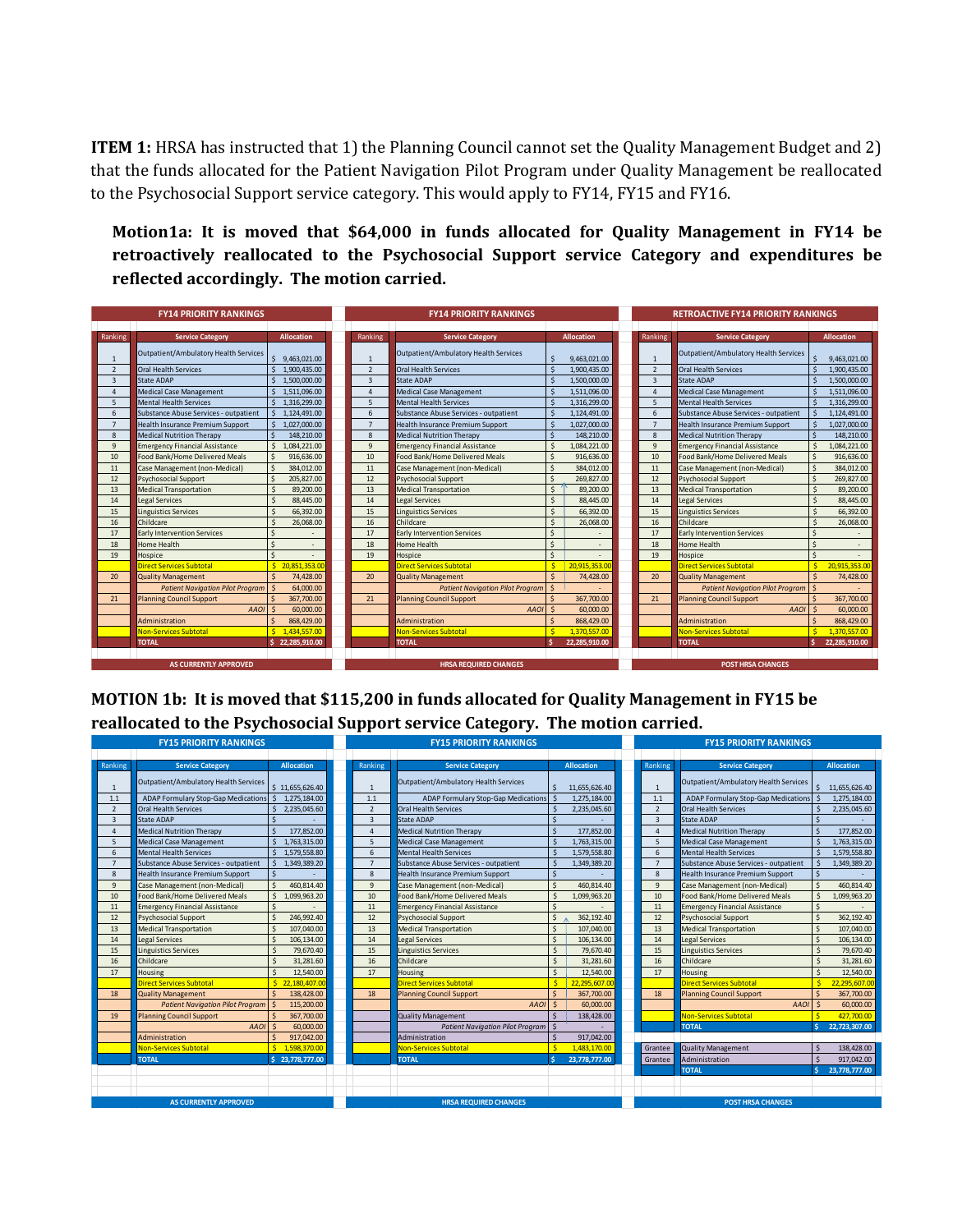**ITEM 1:** HRSA has instructed that 1) the Planning Council cannot set the Quality Management Budget and 2) that the funds allocated for the Patient Navigation Pilot Program under Quality Management be reallocated to the Psychosocial Support service category. This would apply to FY14, FY15 and FY16.

**Motion1a: It is moved that $64,000 in funds allocated for Quality Management in FY14 be retroactively reallocated to the Psychosocial Support service Category and expenditures be reflected accordingly. The motion carried.**

**FY14 PRIORITY RANKINGS — AS CURRENTLY APPROVED**

| Ranking | Service Category | Allocation |
|---|---|---|
| 1 | Outpatient/Ambulatory Health Services | $ 9,463,021.00 |
| 2 | Oral Health Services | $ 1,900,435.00 |
| 3 | State ADAP | $ 1,500,000.00 |
| 4 | Medical Case Management | $ 1,511,096.00 |
| 5 | Mental Health Services | $ 1,316,299.00 |
| 6 | Substance Abuse Services - outpatient | $ 1,124,491.00 |
| 7 | Health Insurance Premium Support | $ 1,027,000.00 |
| 8 | Medical Nutrition Therapy | $ 148,210.00 |
| 9 | Emergency Financial Assistance | $ 1,084,221.00 |
| 10 | Food Bank/Home Delivered Meals | $ 916,636.00 |
| 11 | Case Management (non-Medical) | $ 384,012.00 |
| 12 | Psychosocial Support | $ 205,827.00 |
| 13 | Medical Transportation | $ 89,200.00 |
| 14 | Legal Services | $ 88,445.00 |
| 15 | Linguistics Services | $ 66,392.00 |
| 16 | Childcare | $ 26,068.00 |
| 17 | Early Intervention Services | $ - |
| 18 | Home Health | $ - |
| 19 | Hospice | $ - |
| | Direct Services Subtotal | $ 20,851,353.00 |
| 20 | Quality Management | $ 74,428.00 |
| | *Patient Navigation Pilot Program* | $ 64,000.00 |
| 21 | Planning Council Support | $ 367,700.00 |
| | *AAOI* | $ 60,000.00 |
| | Administration | $ 868,429.00 |
| | Non-Services Subtotal | $ 1,434,557.00 |
| | TOTAL | $ 22,285,910.00 |

**FY14 PRIORITY RANKINGS — HRSA REQUIRED CHANGES**

| Ranking | Service Category | Allocation |
|---|---|---|
| 1 | Outpatient/Ambulatory Health Services | $ 9,463,021.00 |
| 2 | Oral Health Services | $ 1,900,435.00 |
| 3 | State ADAP | $ 1,500,000.00 |
| 4 | Medical Case Management | $ 1,511,096.00 |
| 5 | Mental Health Services | $ 1,316,299.00 |
| 6 | Substance Abuse Services - outpatient | $ 1,124,491.00 |
| 7 | Health Insurance Premium Support | $ 1,027,000.00 |
| 8 | Medical Nutrition Therapy | $ 148,210.00 |
| 9 | Emergency Financial Assistance | $ 1,084,221.00 |
| 10 | Food Bank/Home Delivered Meals | $ 916,636.00 |
| 11 | Case Management (non-Medical) | $ 384,012.00 |
| 12 | Psychosocial Support | $ 269,827.00 |
| 13 | Medical Transportation | $ 89,200.00 |
| 14 | Legal Services | $ 88,445.00 |
| 15 | Linguistics Services | $ 66,392.00 |
| 16 | Childcare | $ 26,068.00 |
| 17 | Early Intervention Services | $ - |
| 18 | Home Health | $ - |
| 19 | Hospice | $ - |
| | Direct Services Subtotal | $ 20,915,353.00 |
| 20 | Quality Management | $ 74,428.00 |
| | *Patient Navigation Pilot Program* | $ - |
| 21 | Planning Council Support | $ 367,700.00 |
| | *AAOI* | $ 60,000.00 |
| | Administration | $ 868,429.00 |
| | Non-Services Subtotal | $ 1,370,557.00 |
| | TOTAL | $ 22,285,910.00 |

**RETROACTIVE FY14 PRIORITY RANKINGS — POST HRSA CHANGES**

| Ranking | Service Category | Allocation |
|---|---|---|
| 1 | Outpatient/Ambulatory Health Services | $ 9,463,021.00 |
| 2 | Oral Health Services | $ 1,900,435.00 |
| 3 | State ADAP | $ 1,500,000.00 |
| 4 | Medical Case Management | $ 1,511,096.00 |
| 5 | Mental Health Services | $ 1,316,299.00 |
| 6 | Substance Abuse Services - outpatient | $ 1,124,491.00 |
| 7 | Health Insurance Premium Support | $ 1,027,000.00 |
| 8 | Medical Nutrition Therapy | $ 148,210.00 |
| 9 | Emergency Financial Assistance | $ 1,084,221.00 |
| 10 | Food Bank/Home Delivered Meals | $ 916,636.00 |
| 11 | Case Management (non-Medical) | $ 384,012.00 |
| 12 | Psychosocial Support | $ 269,827.00 |
| 13 | Medical Transportation | $ 89,200.00 |
| 14 | Legal Services | $ 88,445.00 |
| 15 | Linguistics Services | $ 66,392.00 |
| 16 | Childcare | $ 26,068.00 |
| 17 | Early Intervention Services | $ - |
| 18 | Home Health | $ - |
| 19 | Hospice | $ - |
| | Direct Services Subtotal | $ 20,915,353.00 |
| 20 | Quality Management | $ 74,428.00 |
| | *Patient Navigation Pilot Program* | $ - |
| 21 | Planning Council Support | $ 367,700.00 |
| | *AAOI* | $ 60,000.00 |
| | Administration | $ 868,429.00 |
| | Non-Services Subtotal | $ 1,370,557.00 |
| | TOTAL | $ 22,285,910.00 |

**MOTION 1b: It is moved that $115,200 in funds allocated for Quality Management in FY15 be reallocated to the Psychosocial Support service Category. The motion carried.**

**FY15 PRIORITY RANKINGS — AS CURRENTLY APPROVED**

| Ranking | Service Category | Allocation |
|---|---|---|
| 1 | Outpatient/Ambulatory Health Services | $ 11,655,626.40 |
| 1.1 | ADAP Formulary Stop-Gap Medications | $ 1,275,184.00 |
| 2 | Oral Health Services | $ 2,235,045.60 |
| 3 | State ADAP | $ - |
| 4 | Medical Nutrition Therapy | $ 177,852.00 |
| 5 | Medical Case Management | $ 1,763,315.00 |
| 6 | Mental Health Services | $ 1,579,558.80 |
| 7 | Substance Abuse Services - outpatient | $ 1,349,389.20 |
| 8 | Health Insurance Premium Support | $ - |
| 9 | Case Management (non-Medical) | $ 460,814.40 |
| 10 | Food Bank/Home Delivered Meals | $ 1,099,963.20 |
| 11 | Emergency Financial Assistance | $ - |
| 12 | Psychosocial Support | $ 246,992.40 |
| 13 | Medical Transportation | $ 107,040.00 |
| 14 | Legal Services | $ 106,134.00 |
| 15 | Linguistics Services | $ 79,670.40 |
| 16 | Childcare | $ 31,281.60 |
| 17 | Housing | $ 12,540.00 |
| | Direct Services Subtotal | $ 22,180,407.00 |
| 18 | Quality Management | $ 138,428.00 |
| | *Patient Navigation Pilot Program* | $ 115,200.00 |
| 19 | Planning Council Support | $ 367,700.00 |
| | *AAOI* | $ 60,000.00 |
| | Administration | $ 917,042.00 |
| | Non-Services Subtotal | $ 1,598,370.00 |
| | TOTAL | $ 23,778,777.00 |

**FY15 PRIORITY RANKINGS — HRSA REQUIRED CHANGES**

| Ranking | Service Category | Allocation |
|---|---|---|
| 1 | Outpatient/Ambulatory Health Services | $ 11,655,626.40 |
| 1.1 | ADAP Formulary Stop-Gap Medications | $ 1,275,184.00 |
| 2 | Oral Health Services | $ 2,235,045.60 |
| 3 | State ADAP | $ - |
| 4 | Medical Nutrition Therapy | $ 177,852.00 |
| 5 | Medical Case Management | $ 1,763,315.00 |
| 6 | Mental Health Services | $ 1,579,558.80 |
| 7 | Substance Abuse Services - outpatient | $ 1,349,389.20 |
| 8 | Health Insurance Premium Support | $ - |
| 9 | Case Management (non-Medical) | $ 460,814.40 |
| 10 | Food Bank/Home Delivered Meals | $ 1,099,963.20 |
| 11 | Emergency Financial Assistance | $ - |
| 12 | Psychosocial Support | $ 362,192.40 |
| 13 | Medical Transportation | $ 107,040.00 |
| 14 | Legal Services | $ 106,134.00 |
| 15 | Linguistics Services | $ 79,670.40 |
| 16 | Childcare | $ 31,281.60 |
| 17 | Housing | $ 12,540.00 |
| | Direct Services Subtotal | $ 22,295,607.00 |
| 18 | Planning Council Support | $ 367,700.00 |
| | *AAOI* | $ 60,000.00 |
| | Quality Management | $ 138,428.00 |
| | *Patient Navigation Pilot Program* | $ - |
| | Administration | $ 917,042.00 |
| | Non-Services Subtotal | $ 1,483,170.00 |
| | TOTAL | $ 23,778,777.00 |

**FY15 PRIORITY RANKINGS — POST HRSA CHANGES**

| Ranking | Service Category | Allocation |
|---|---|---|
| 1 | Outpatient/Ambulatory Health Services | $ 11,655,626.40 |
| 1.1 | ADAP Formulary Stop-Gap Medications | $ 1,275,184.00 |
| 2 | Oral Health Services | $ 2,235,045.60 |
| 3 | State ADAP | $ - |
| 4 | Medical Nutrition Therapy | $ 177,852.00 |
| 5 | Medical Case Management | $ 1,763,315.00 |
| 6 | Mental Health Services | $ 1,579,558.80 |
| 7 | Substance Abuse Services - outpatient | $ 1,349,389.20 |
| 8 | Health Insurance Premium Support | $ - |
| 9 | Case Management (non-Medical) | $ 460,814.40 |
| 10 | Food Bank/Home Delivered Meals | $ 1,099,963.20 |
| 11 | Emergency Financial Assistance | $ - |
| 12 | Psychosocial Support | $ 362,192.40 |
| 13 | Medical Transportation | $ 107,040.00 |
| 14 | Legal Services | $ 106,134.00 |
| 15 | Linguistics Services | $ 79,670.40 |
| 16 | Childcare | $ 31,281.60 |
| 17 | Housing | $ 12,540.00 |
| | Direct Services Subtotal | $ 22,295,607.00 |
| 18 | Planning Council Support | $ 367,700.00 |
| | *AAOI* | $ 60,000.00 |
| | Non-Services Subtotal | $ 427,700.00 |
| | TOTAL | $ 22,723,307.00 |
| Grantee | Quality Management | $ 138,428.00 |
| Grantee | Administration | $ 917,042.00 |
| | TOTAL | $ 23,778,777.00 |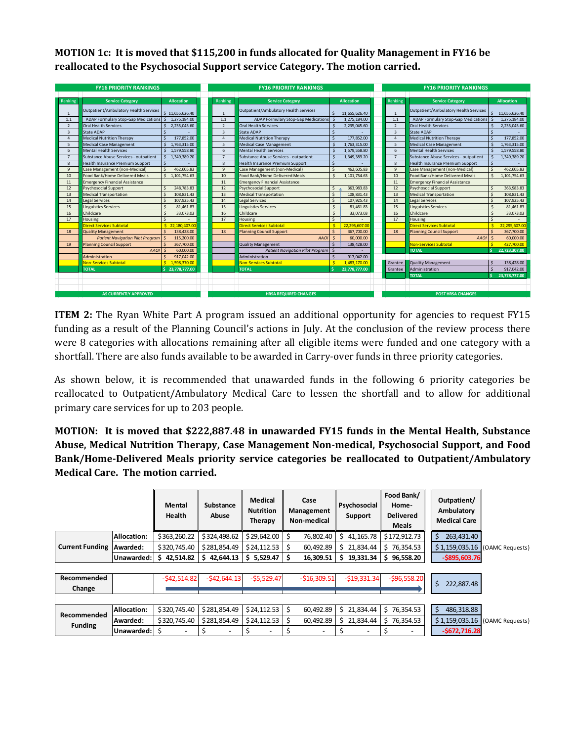**MOTION 1c: It is moved that $115,200 in funds allocated for Quality Management in FY16 be reallocated to the Psychosocial Support service Category. The motion carried.**

**AS CURRENTLY APPROVED — FY16 PRIORITY RANKINGS**

| Ranking | Service Category | Allocation |
|---|---|---|
| 1 | Outpatient/Ambulatory Health Services | $ 11,655,626.40 |
| 1.1 | ADAP Formulary Stop-Gap Medications | $ 1,275,184.00 |
| 2 | Oral Health Services | $ 2,235,045.60 |
| 3 | State ADAP | $ - |
| 4 | Medical Nutrition Therapy | $ 177,852.00 |
| 5 | Medical Case Management | $ 1,763,315.00 |
| 6 | Mental Health Services | $ 1,579,558.80 |
| 7 | Substance Abuse Services - outpatient | $ 1,349,389.20 |
| 8 | Health Insurance Premium Support | $ - |
| 9 | Case Management (non-Medical) | $ 462,605.83 |
| 10 | Food Bank/Home Delivered Meals | $ 1,101,754.63 |
| 11 | Emergency Financial Assistance | |
| 12 | Psychosocial Support | $ 248,783.83 |
| 13 | Medical Transportation | $ 108,831.43 |
| 14 | Legal Services | $ 107,925.43 |
| 15 | Linguistics Services | $ 81,461.83 |
| 16 | Childcare | $ 33,073.03 |
| 17 | Housing | $ - |
| | Direct Services Subtotal | $ 22,180,407.00 |
| 18 | Quality Management | $ 138,428.00 |
| | *Patient Navigation Pilot Program* | $ 115,200.00 |
| 19 | Planning Council Support | $ 367,700.00 |
| | *AAOI* | $ 60,000.00 |
| | Administration | $ 917,042.00 |
| | Non-Services Subtotal | $ 1,598,370.00 |
| | TOTAL | $ 23,778,777.00 |

**HRSA REQUIRED CHANGES — FY16 PRIORITY RANKINGS**

| Ranking | Service Category | Allocation |
|---|---|---|
| 1 | Outpatient/Ambulatory Health Services | $ 11,655,626.40 |
| 1.1 | ADAP Formulary Stop-Gap Medications | $ 1,275,184.00 |
| 2 | Oral Health Services | $ 2,235,045.60 |
| 3 | State ADAP | $ - |
| 4 | Medical Nutrition Therapy | $ 177,852.00 |
| 5 | Medical Case Management | $ 1,763,315.00 |
| 6 | Mental Health Services | $ 1,579,558.80 |
| 7 | Substance Abuse Services - outpatient | $ 1,349,389.20 |
| 8 | Health Insurance Premium Support | $ - |
| 9 | Case Management (non-Medical) | $ 462,605.83 |
| 10 | Food Bank/Home Delivered Meals | $ 1,101,754.63 |
| 11 | Emergency Financial Assistance | |
| 12 | Psychosocial Support | $ 363,983.83 |
| 13 | Medical Transportation | $ 108,831.43 |
| 14 | Legal Services | $ 107,925.43 |
| 15 | Linguistics Services | $ 81,461.83 |
| 16 | Childcare | $ 33,073.03 |
| 17 | Housing | $ - |
| | Direct Services Subtotal | $ 22,295,607.00 |
| 18 | Planning Council Support | $ 367,700.00 |
| | *AAOI* | $ 60,000.00 |
| | Quality Management | $ 138,428.00 |
| | *Patient Navigation Pilot Program* | $ - |
| | Administration | $ 917,042.00 |
| | Non-Services Subtotal | $ 1,483,170.00 |
| | TOTAL | $ 23,778,777.00 |

**POST HRSA CHANGES — FY16 PRIORITY RANKINGS**

| Ranking | Service Category | Allocation |
|---|---|---|
| 1 | Outpatient/Ambulatory Health Services | $ 11,655,626.40 |
| 1.1 | ADAP Formulary Stop-Gap Medications | $ 1,275,184.00 |
| 2 | Oral Health Services | $ 2,235,045.60 |
| 3 | State ADAP | $ - |
| 4 | Medical Nutrition Therapy | $ 177,852.00 |
| 5 | Medical Case Management | $ 1,763,315.00 |
| 6 | Mental Health Services | $ 1,579,558.80 |
| 7 | Substance Abuse Services - outpatient | $ 1,349,389.20 |
| 8 | Health Insurance Premium Support | $ - |
| 9 | Case Management (non-Medical) | $ 462,605.83 |
| 10 | Food Bank/Home Delivered Meals | $ 1,101,754.63 |
| 11 | Emergency Financial Assistance | |
| 12 | Psychosocial Support | $ 363,983.83 |
| 13 | Medical Transportation | $ 108,831.43 |
| 14 | Legal Services | $ 107,925.43 |
| 15 | Linguistics Services | $ 81,461.83 |
| 16 | Childcare | $ 33,073.03 |
| 17 | Housing | $ - |
| | Direct Services Subtotal | $ 22,295,607.00 |
| 18 | Planning Council Support | $ 367,700.00 |
| | *AAOI* | $ 60,000.00 |
| | Non-Services Subtotal | $ 427,700.00 |
| | TOTAL | $ 22,723,307.00 |
| Grantee | Quality Management | $ 138,428.00 |
| Grantee | Administration | $ 917,042.00 |
| | TOTAL | $ 23,778,777.00 |

**ITEM 2:** The Ryan White Part A program issued an additional opportunity for agencies to request FY15 funding as a result of the Planning Council's actions in July. At the conclusion of the review process there were 8 categories with allocations remaining after all eligible items were funded and one category with a shortfall. There are also funds available to be awarded in Carry-over funds in three priority categories.

As shown below, it is recommended that unawarded funds in the following 6 priority categories be reallocated to Outpatient/Ambulatory Medical Care to lessen the shortfall and to allow for additional primary care services for up to 203 people.

**MOTION: It is moved that $222,887.48 in unawarded FY15 funds in the Mental Health, Substance Abuse, Medical Nutrition Therapy, Case Management Non-medical, Psychosocial Support, and Food Bank/Home-Delivered Meals priority service categories be reallocated to Outpatient/Ambulatory Medical Care. The motion carried.**

| | | Mental Health | Substance Abuse | Medical Nutrition Therapy | Case Management Non-medical | Psychosocial Support | Food Bank/ Home-Delivered Meals | Outpatient/ Ambulatory Medical Care | |
|---|---|---|---|---|---|---|---|---|---|
| Current Funding | Allocation: | $363,260.22 | $324,498.62 | $29,642.00 | $ 76,802.40 | $ 41,165.78 | $172,912.73 | $ 263,431.40 | |
| | Awarded: | $320,745.40 | $281,854.49 | $24,112.53 | $ 60,492.89 | $ 21,834.44 | $ 76,354.53 | $1,159,035.16 | (OAMC Requests) |
| | Unawarded: | $ 42,514.82 | $ 42,644.13 | $ 5,529.47 | $ 16,309.51 | $ 19,331.34 | $ 96,558.20 | -$895,603.76 | |
| Recommended Change | | -$42,514.82 | -$42,644.13 | -$5,529.47 | -$16,309.51 | -$19,331.34 | -$96,558.20 | $ 222,887.48 | |
| Recommended Funding | Allocation: | $320,745.40 | $281,854.49 | $24,112.53 | $ 60,492.89 | $ 21,834.44 | $ 76,354.53 | $ 486,318.88 | |
| | Awarded: | $320,745.40 | $281,854.49 | $24,112.53 | $ 60,492.89 | $ 21,834.44 | $ 76,354.53 | $1,159,035.16 | (OAMC Requests) |
| | Unawarded: | $ - | $ - | $ - | $ - | $ - | $ - | -$672,716.28 | |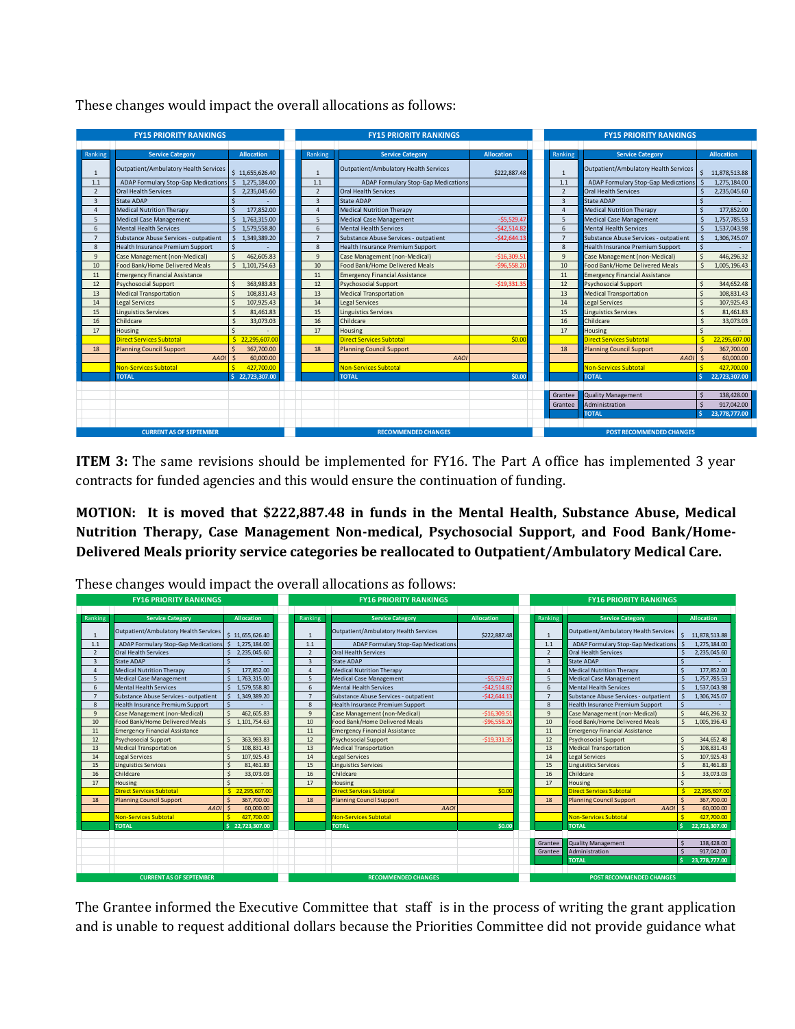These changes would impact the overall allocations as follows:

| FY15 PRIORITY RANKINGS | | |
|---|---|---|
| **Ranking** | **Service Category** | **Allocation** |
| 1 | Outpatient/Ambulatory Health Services | $ 11,655,626.40 |
| 1.1 | ADAP Formulary Stop-Gap Medications | $ 1,275,184.00 |
| 2 | Oral Health Services | $ 2,235,045.60 |
| 3 | State ADAP | $ - |
| 4 | Medical Nutrition Therapy | $ 177,852.00 |
| 5 | Medical Case Management | $ 1,763,315.00 |
| 6 | Mental Health Services | $ 1,579,558.80 |
| 7 | Substance Abuse Services - outpatient | $ 1,349,389.20 |
| 8 | Health Insurance Premium Support | $ - |
| 9 | Case Management (non-Medical) | $ 462,605.83 |
| 10 | Food Bank/Home Delivered Meals | $ 1,101,754.63 |
| 11 | Emergency Financial Assistance | |
| 12 | Psychosocial Support | $ 363,983.83 |
| 13 | Medical Transportation | $ 108,831.43 |
| 14 | Legal Services | $ 107,925.43 |
| 15 | Linguistics Services | $ 81,461.83 |
| 16 | Childcare | $ 33,073.03 |
| 17 | Housing | $ - |
| | Direct Services Subtotal | $ 22,295,607.00 |
| 18 | Planning Council Support | $ 367,700.00 |
| | AAOI | $ 60,000.00 |
| | Non-Services Subtotal | $ 427,700.00 |
| | TOTAL | $ 22,723,307.00 |
| | **CURRENT AS OF SEPTEMBER** | |

| FY15 PRIORITY RANKINGS | | |
|---|---|---|
| **Ranking** | **Service Category** | **Allocation** |
| 1 | Outpatient/Ambulatory Health Services | $222,887.48 |
| 1.1 | ADAP Formulary Stop-Gap Medications | |
| 2 | Oral Health Services | |
| 3 | State ADAP | |
| 4 | Medical Nutrition Therapy | |
| 5 | Medical Case Management | -$5,529.47 |
| 6 | Mental Health Services | -$42,514.82 |
| 7 | Substance Abuse Services - outpatient | -$42,644.13 |
| 8 | Health Insurance Premium Support | |
| 9 | Case Management (non-Medical) | -$16,309.51 |
| 10 | Food Bank/Home Delivered Meals | -$96,558.20 |
| 11 | Emergency Financial Assistance | |
| 12 | Psychosocial Support | -$19,331.35 |
| 13 | Medical Transportation | |
| 14 | Legal Services | |
| 15 | Linguistics Services | |
| 16 | Childcare | |
| 17 | Housing | |
| | Direct Services Subtotal | $0.00 |
| 18 | Planning Council Support | |
| | AAOI | |
| | Non-Services Subtotal | |
| | TOTAL | $0.00 |
| | **RECOMMENDED CHANGES** | |

| FY15 PRIORITY RANKINGS | | |
|---|---|---|
| **Ranking** | **Service Category** | **Allocation** |
| 1 | Outpatient/Ambulatory Health Services | $ 11,878,513.88 |
| 1.1 | ADAP Formulary Stop-Gap Medications | $ 1,275,184.00 |
| 2 | Oral Health Services | $ 2,235,045.60 |
| 3 | State ADAP | $ - |
| 4 | Medical Nutrition Therapy | $ 177,852.00 |
| 5 | Medical Case Management | $ 1,757,785.53 |
| 6 | Mental Health Services | $ 1,537,043.98 |
| 7 | Substance Abuse Services - outpatient | $ 1,306,745.07 |
| 8 | Health Insurance Premium Support | $ - |
| 9 | Case Management (non-Medical) | $ 446,296.32 |
| 10 | Food Bank/Home Delivered Meals | $ 1,005,196.43 |
| 11 | Emergency Financial Assistance | |
| 12 | Psychosocial Support | $ 344,652.48 |
| 13 | Medical Transportation | $ 108,831.43 |
| 14 | Legal Services | $ 107,925.43 |
| 15 | Linguistics Services | $ 81,461.83 |
| 16 | Childcare | $ 33,073.03 |
| 17 | Housing | $ - |
| | Direct Services Subtotal | $ 22,295,607.00 |
| 18 | Planning Council Support | $ 367,700.00 |
| | AAOI | $ 60,000.00 |
| | Non-Services Subtotal | $ 427,700.00 |
| | TOTAL | $ 22,723,307.00 |
| Grantee | Quality Management | $ 138,428.00 |
| Grantee | Administration | $ 917,042.00 |
| | TOTAL | $ 23,778,777.00 |
| | **POST RECOMMENDED CHANGES** | |

**ITEM 3:** The same revisions should be implemented for FY16. The Part A office has implemented 3 year contracts for funded agencies and this would ensure the continuation of funding.

**MOTION: It is moved that $222,887.48 in funds in the Mental Health, Substance Abuse, Medical Nutrition Therapy, Case Management Non-medical, Psychosocial Support, and Food Bank/Home-Delivered Meals priority service categories be reallocated to Outpatient/Ambulatory Medical Care.**

These changes would impact the overall allocations as follows:

| FY16 PRIORITY RANKINGS | | |
|---|---|---|
| **Ranking** | **Service Category** | **Allocation** |
| 1 | Outpatient/Ambulatory Health Services | $ 11,655,626.40 |
| 1.1 | ADAP Formulary Stop-Gap Medications | $ 1,275,184.00 |
| 2 | Oral Health Services | $ 2,235,045.60 |
| 3 | State ADAP | $ - |
| 4 | Medical Nutrition Therapy | $ 177,852.00 |
| 5 | Medical Case Management | $ 1,763,315.00 |
| 6 | Mental Health Services | $ 1,579,558.80 |
| 7 | Substance Abuse Services - outpatient | $ 1,349,389.20 |
| 8 | Health Insurance Premium Support | $ - |
| 9 | Case Management (non-Medical) | $ 462,605.83 |
| 10 | Food Bank/Home Delivered Meals | $ 1,101,754.63 |
| 11 | Emergency Financial Assistance | |
| 12 | Psychosocial Support | $ 363,983.83 |
| 13 | Medical Transportation | $ 108,831.43 |
| 14 | Legal Services | $ 107,925.43 |
| 15 | Linguistics Services | $ 81,461.83 |
| 16 | Childcare | $ 33,073.03 |
| 17 | Housing | $ - |
| | Direct Services Subtotal | $ 22,295,607.00 |
| 18 | Planning Council Support | $ 367,700.00 |
| | AAOI | $ 60,000.00 |
| | Non-Services Subtotal | $ 427,700.00 |
| | TOTAL | $ 22,723,307.00 |
| | **CURRENT AS OF SEPTEMBER** | |

| FY16 PRIORITY RANKINGS | | |
|---|---|---|
| **Ranking** | **Service Category** | **Allocation** |
| 1 | Outpatient/Ambulatory Health Services | $222,887.48 |
| 1.1 | ADAP Formulary Stop-Gap Medications | |
| 2 | Oral Health Services | |
| 3 | State ADAP | |
| 4 | Medical Nutrition Therapy | |
| 5 | Medical Case Management | -$5,529.47 |
| 6 | Mental Health Services | -$42,514.82 |
| 7 | Substance Abuse Services - outpatient | -$42,644.13 |
| 8 | Health Insurance Premium Support | |
| 9 | Case Management (non-Medical) | -$16,309.51 |
| 10 | Food Bank/Home Delivered Meals | -$96,558.20 |
| 11 | Emergency Financial Assistance | |
| 12 | Psychosocial Support | -$19,331.35 |
| 13 | Medical Transportation | |
| 14 | Legal Services | |
| 15 | Linguistics Services | |
| 16 | Childcare | |
| 17 | Housing | |
| | Direct Services Subtotal | $0.00 |
| 18 | Planning Council Support | |
| | AAOI | |
| | Non-Services Subtotal | |
| | TOTAL | $0.00 |
| | **RECOMMENDED CHANGES** | |

| FY16 PRIORITY RANKINGS | | |
|---|---|---|
| **Ranking** | **Service Category** | **Allocation** |
| 1 | Outpatient/Ambulatory Health Services | $ 11,878,513.88 |
| 1.1 | ADAP Formulary Stop-Gap Medications | $ 1,275,184.00 |
| 2 | Oral Health Services | $ 2,235,045.60 |
| 3 | State ADAP | $ - |
| 4 | Medical Nutrition Therapy | $ 177,852.00 |
| 5 | Medical Case Management | $ 1,757,785.53 |
| 6 | Mental Health Services | $ 1,537,043.98 |
| 7 | Substance Abuse Services - outpatient | $ 1,306,745.07 |
| 8 | Health Insurance Premium Support | $ - |
| 9 | Case Management (non-Medical) | $ 446,296.32 |
| 10 | Food Bank/Home Delivered Meals | $ 1,005,196.43 |
| 11 | Emergency Financial Assistance | |
| 12 | Psychosocial Support | $ 344,652.48 |
| 13 | Medical Transportation | $ 108,831.43 |
| 14 | Legal Services | $ 107,925.43 |
| 15 | Linguistics Services | $ 81,461.83 |
| 16 | Childcare | $ 33,073.03 |
| 17 | Housing | $ - |
| | Direct Services Subtotal | $ 22,295,607.00 |
| 18 | Planning Council Support | $ 367,700.00 |
| | AAOI | $ 60,000.00 |
| | Non-Services Subtotal | $ 427,700.00 |
| | TOTAL | $ 22,723,307.00 |
| Grantee | Quality Management | $ 138,428.00 |
| Grantee | Administration | $ 917,042.00 |
| | TOTAL | $ 23,778,777.00 |
| | **POST RECOMMENDED CHANGES** | |

The Grantee informed the Executive Committee that staff is in the process of writing the grant application and is unable to request additional dollars because the Priorities Committee did not provide guidance what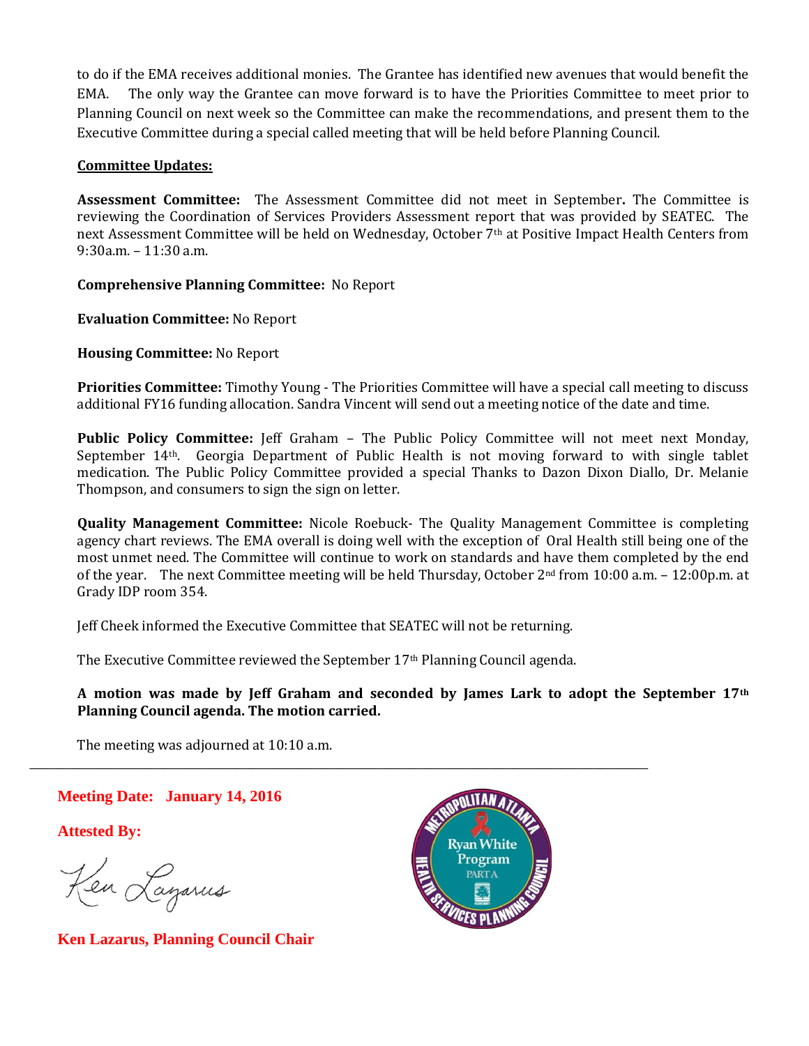to do if the EMA receives additional monies. The Grantee has identified new avenues that would benefit the EMA. The only way the Grantee can move forward is to have the Priorities Committee to meet prior to Planning Council on next week so the Committee can make the recommendations, and present them to the Executive Committee during a special called meeting that will be held before Planning Council.

**Committee Updates:**

**Assessment Committee:** The Assessment Committee did not meet in September**.** The Committee is reviewing the Coordination of Services Providers Assessment report that was provided by SEATEC. The next Assessment Committee will be held on Wednesday, October 7th at Positive Impact Health Centers from 9:30a.m. – 11:30 a.m.

**Comprehensive Planning Committee:** No Report

**Evaluation Committee:** No Report

**Housing Committee:** No Report

**Priorities Committee:** Timothy Young - The Priorities Committee will have a special call meeting to discuss additional FY16 funding allocation. Sandra Vincent will send out a meeting notice of the date and time.

**Public Policy Committee:** Jeff Graham – The Public Policy Committee will not meet next Monday, September 14th. Georgia Department of Public Health is not moving forward to with single tablet medication. The Public Policy Committee provided a special Thanks to Dazon Dixon Diallo, Dr. Melanie Thompson, and consumers to sign the sign on letter.

**Quality Management Committee:** Nicole Roebuck- The Quality Management Committee is completing agency chart reviews. The EMA overall is doing well with the exception of Oral Health still being one of the most unmet need. The Committee will continue to work on standards and have them completed by the end of the year. The next Committee meeting will be held Thursday, October 2nd from 10:00 a.m. – 12:00p.m. at Grady IDP room 354.

Jeff Cheek informed the Executive Committee that SEATEC will not be returning.

The Executive Committee reviewed the September 17th Planning Council agenda.

**A motion was made by Jeff Graham and seconded by James Lark to adopt the September 17th Planning Council agenda. The motion carried.**

The meeting was adjourned at 10:10 a.m.

---

**Meeting Date: January 14, 2016**

**Attested By:**

Ken Lazarus

**Ken Lazarus, Planning Council Chair**